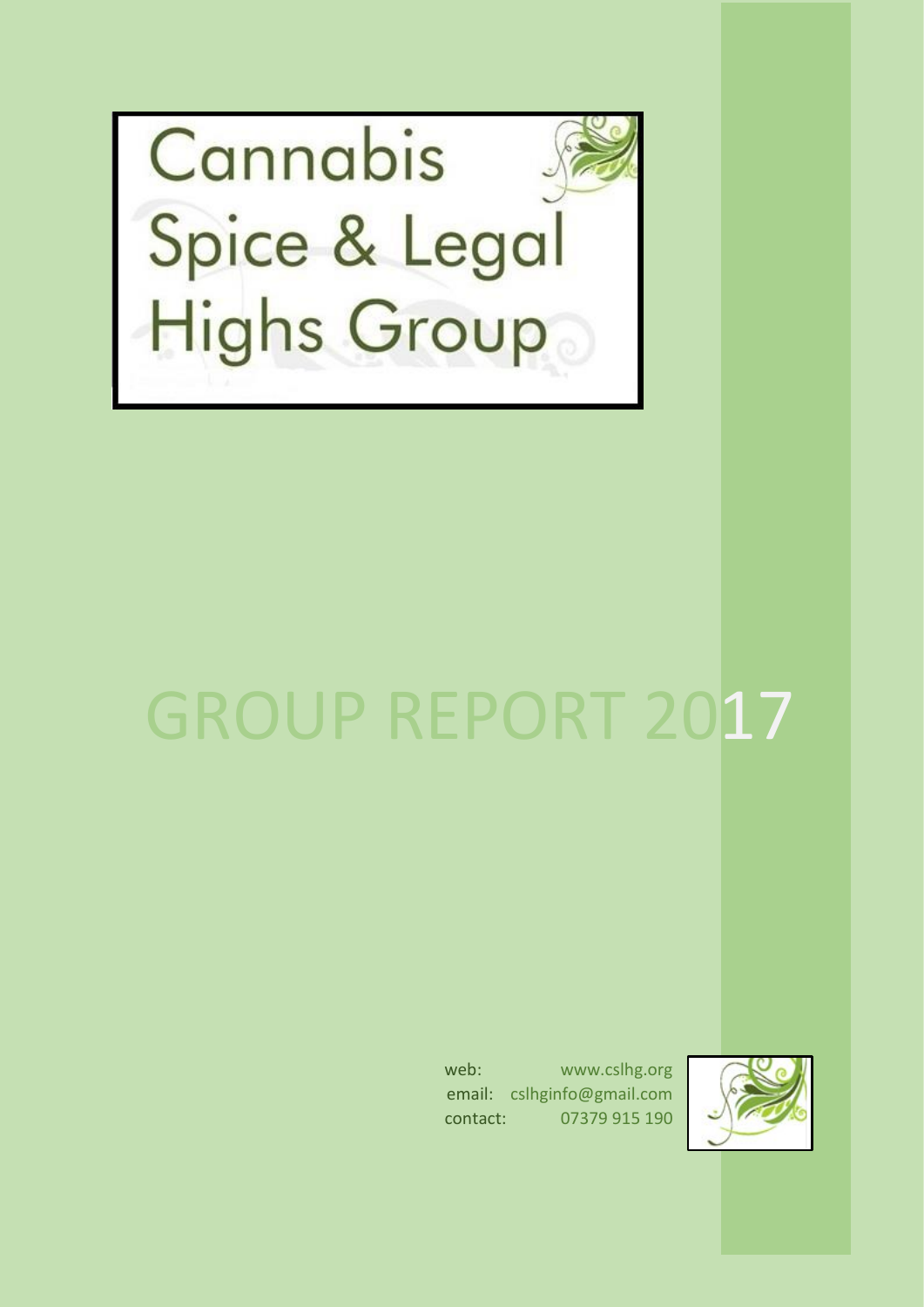# Cannabis Spice & Legal Highs Group

# GROUP REPORT 2017

web: www.cslhg.org
email: cslhginfo@gmail.com
contact: 07379 915 190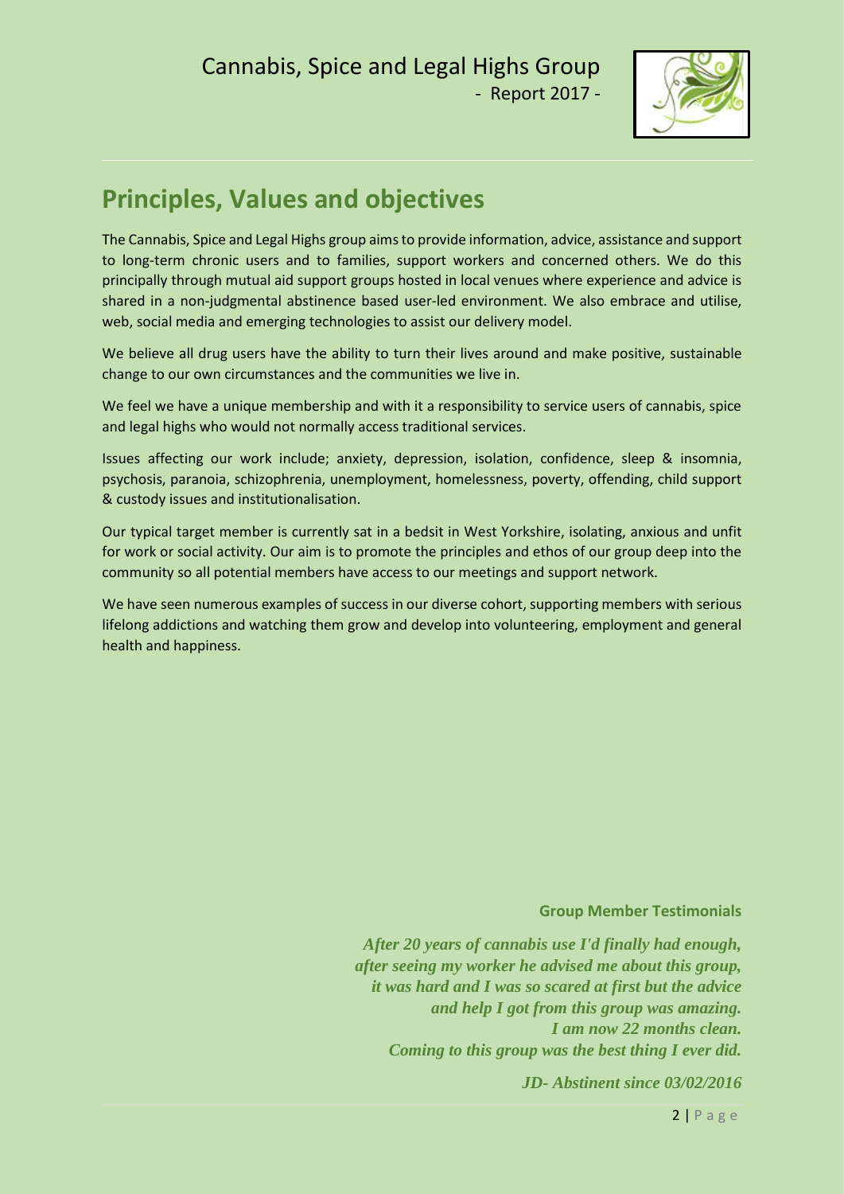## Principles, Values and objectives

The Cannabis, Spice and Legal Highs group aims to provide information, advice, assistance and support to long-term chronic users and to families, support workers and concerned others. We do this principally through mutual aid support groups hosted in local venues where experience and advice is shared in a non-judgmental abstinence based user-led environment. We also embrace and utilise, web, social media and emerging technologies to assist our delivery model.

We believe all drug users have the ability to turn their lives around and make positive, sustainable change to our own circumstances and the communities we live in.

We feel we have a unique membership and with it a responsibility to service users of cannabis, spice and legal highs who would not normally access traditional services.

Issues affecting our work include; anxiety, depression, isolation, confidence, sleep & insomnia, psychosis, paranoia, schizophrenia, unemployment, homelessness, poverty, offending, child support & custody issues and institutionalisation.

Our typical target member is currently sat in a bedsit in West Yorkshire, isolating, anxious and unfit for work or social activity. Our aim is to promote the principles and ethos of our group deep into the community so all potential members have access to our meetings and support network.

We have seen numerous examples of success in our diverse cohort, supporting members with serious lifelong addictions and watching them grow and develop into volunteering, employment and general health and happiness.

**Group Member Testimonials**

***After 20 years of cannabis use I'd finally had enough, after seeing my worker he advised me about this group, it was hard and I was so scared at first but the advice and help I got from this group was amazing. I am now 22 months clean. Coming to this group was the best thing I ever did.***

***JD- Abstinent since 03/02/2016***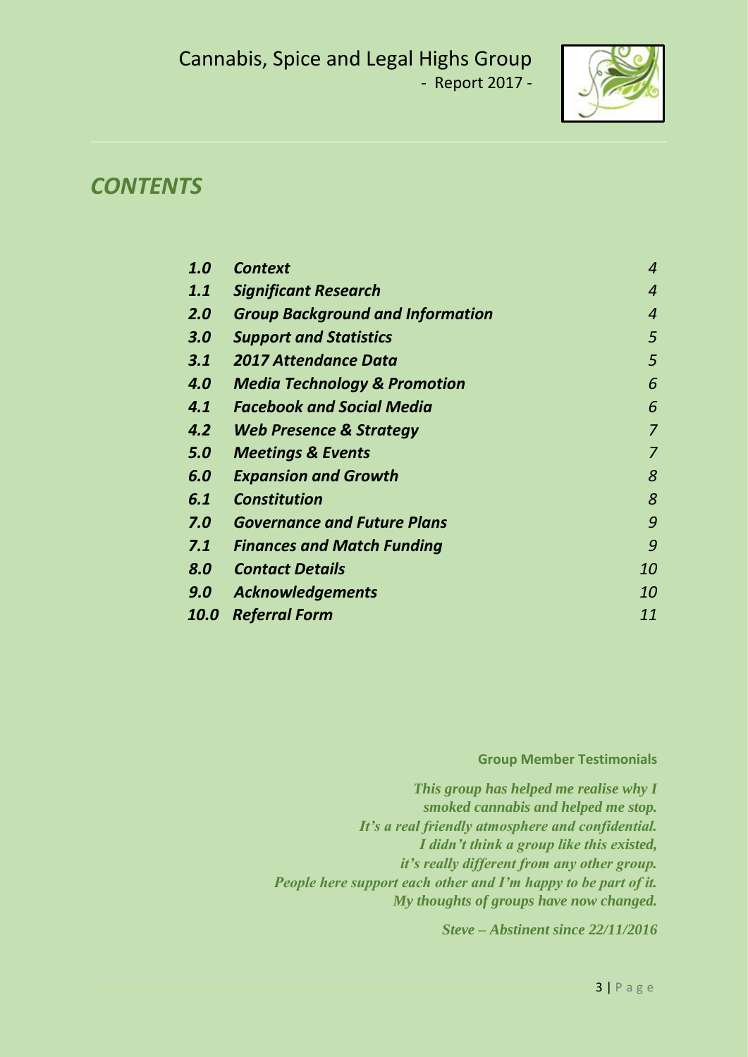# *CONTENTS*

| | | |
|---|---|---|
| ***1.0*** | ***Context*** | *4* |
| ***1.1*** | ***Significant Research*** | *4* |
| ***2.0*** | ***Group Background and Information*** | *4* |
| ***3.0*** | ***Support and Statistics*** | *5* |
| ***3.1*** | ***2017 Attendance Data*** | *5* |
| ***4.0*** | ***Media Technology & Promotion*** | *6* |
| ***4.1*** | ***Facebook and Social Media*** | *6* |
| ***4.2*** | ***Web Presence & Strategy*** | *7* |
| ***5.0*** | ***Meetings & Events*** | *7* |
| ***6.0*** | ***Expansion and Growth*** | *8* |
| ***6.1*** | ***Constitution*** | *8* |
| ***7.0*** | ***Governance and Future Plans*** | *9* |
| ***7.1*** | ***Finances and Match Funding*** | *9* |
| ***8.0*** | ***Contact Details*** | *10* |
| ***9.0*** | ***Acknowledgements*** | *10* |
| ***10.0*** | ***Referral Form*** | *11* |

**Group Member Testimonials**

***This group has helped me realise why I smoked cannabis and helped me stop. It's a real friendly atmosphere and confidential. I didn't think a group like this existed, it's really different from any other group. People here support each other and I'm happy to be part of it. My thoughts of groups have now changed.***

***Steve – Abstinent since 22/11/2016***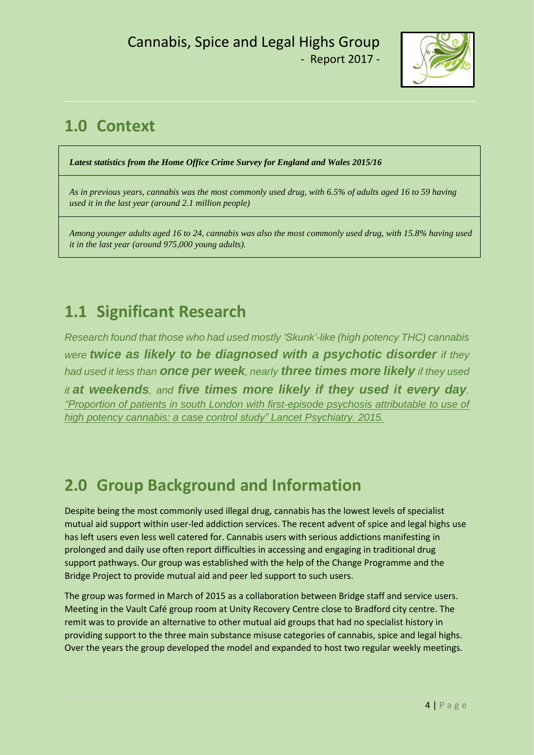## 1.0 Context

| *Latest statistics from the Home Office Crime Survey for England and Wales 2015/16* |
|---|
| *As in previous years, cannabis was the most commonly used drug, with 6.5% of adults aged 16 to 59 having used it in the last year (around 2.1 million people)* |
| *Among younger adults aged 16 to 24, cannabis was also the most commonly used drug, with 15.8% having used it in the last year (around 975,000 young adults).* |

## 1.1 Significant Research

*Research found that those who had used mostly 'Skunk'-like (high potency THC) cannabis were* ***twice as likely to be diagnosed with a psychotic disorder*** *if they had used it less than* ***once per week****, nearly* ***three times more likely*** *if they used it* ***at weekends****, and* ***five times more likely if they used it every day****.* *"Proportion of patients in south London with first-episode psychosis attributable to use of high potency cannabis: a case control study" Lancet Psychiatry. 2015.*

## 2.0 Group Background and Information

Despite being the most commonly used illegal drug, cannabis has the lowest levels of specialist mutual aid support within user-led addiction services. The recent advent of spice and legal highs use has left users even less well catered for. Cannabis users with serious addictions manifesting in prolonged and daily use often report difficulties in accessing and engaging in traditional drug support pathways. Our group was established with the help of the Change Programme and the Bridge Project to provide mutual aid and peer led support to such users.

The group was formed in March of 2015 as a collaboration between Bridge staff and service users. Meeting in the Vault Café group room at Unity Recovery Centre close to Bradford city centre. The remit was to provide an alternative to other mutual aid groups that had no specialist history in providing support to the three main substance misuse categories of cannabis, spice and legal highs. Over the years the group developed the model and expanded to host two regular weekly meetings.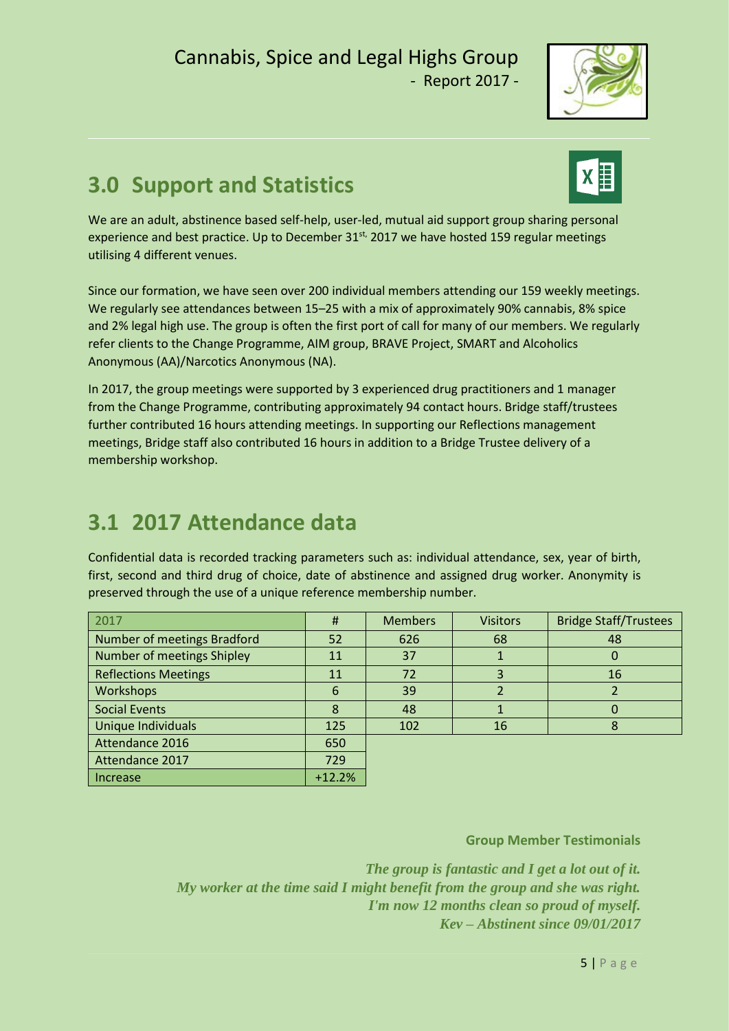## 3.0 Support and Statistics

We are an adult, abstinence based self-help, user-led, mutual aid support group sharing personal experience and best practice. Up to December 31st, 2017 we have hosted 159 regular meetings utilising 4 different venues.

Since our formation, we have seen over 200 individual members attending our 159 weekly meetings. We regularly see attendances between 15–25 with a mix of approximately 90% cannabis, 8% spice and 2% legal high use. The group is often the first port of call for many of our members. We regularly refer clients to the Change Programme, AIM group, BRAVE Project, SMART and Alcoholics Anonymous (AA)/Narcotics Anonymous (NA).

In 2017, the group meetings were supported by 3 experienced drug practitioners and 1 manager from the Change Programme, contributing approximately 94 contact hours. Bridge staff/trustees further contributed 16 hours attending meetings. In supporting our Reflections management meetings, Bridge staff also contributed 16 hours in addition to a Bridge Trustee delivery of a membership workshop.

## 3.1 2017 Attendance data

Confidential data is recorded tracking parameters such as: individual attendance, sex, year of birth, first, second and third drug of choice, date of abstinence and assigned drug worker. Anonymity is preserved through the use of a unique reference membership number.

| 2017 | # | Members | Visitors | Bridge Staff/Trustees |
|---|---|---|---|---|
| Number of meetings Bradford | 52 | 626 | 68 | 48 |
| Number of meetings Shipley | 11 | 37 | 1 | 0 |
| Reflections Meetings | 11 | 72 | 3 | 16 |
| Workshops | 6 | 39 | 2 | 2 |
| Social Events | 8 | 48 | 1 | 0 |
| Unique Individuals | 125 | 102 | 16 | 8 |
| Attendance 2016 | 650 | | | |
| Attendance 2017 | 729 | | | |
| Increase | +12.2% | | | |

**Group Member Testimonials**

*The group is fantastic and I get a lot out of it.*
*My worker at the time said I might benefit from the group and she was right.*
*I'm now 12 months clean so proud of myself.*
*Kev – Abstinent since 09/01/2017*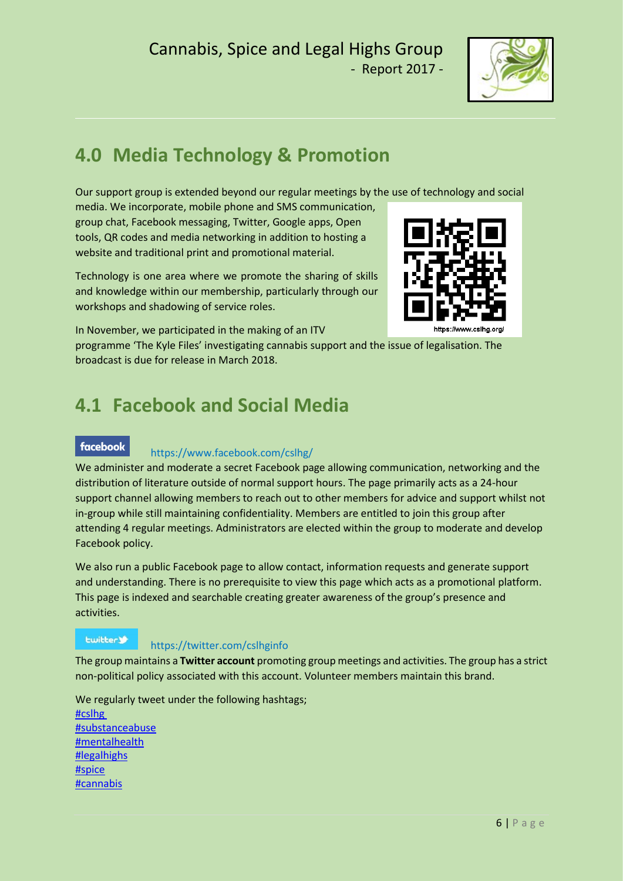## 4.0 Media Technology & Promotion

Our support group is extended beyond our regular meetings by the use of technology and social media. We incorporate, mobile phone and SMS communication, group chat, Facebook messaging, Twitter, Google apps, Open tools, QR codes and media networking in addition to hosting a website and traditional print and promotional material.

Technology is one area where we promote the sharing of skills and knowledge within our membership, particularly through our workshops and shadowing of service roles.

In November, we participated in the making of an ITV programme 'The Kyle Files' investigating cannabis support and the issue of legalisation. The broadcast is due for release in March 2018.

## 4.1 Facebook and Social Media

facebook https://www.facebook.com/cslhg/

We administer and moderate a secret Facebook page allowing communication, networking and the distribution of literature outside of normal support hours. The page primarily acts as a 24-hour support channel allowing members to reach out to other members for advice and support whilst not in-group while still maintaining confidentiality. Members are entitled to join this group after attending 4 regular meetings. Administrators are elected within the group to moderate and develop Facebook policy.

We also run a public Facebook page to allow contact, information requests and generate support and understanding. There is no prerequisite to view this page which acts as a promotional platform. This page is indexed and searchable creating greater awareness of the group's presence and activities.

twitter https://twitter.com/cslhginfo

The group maintains a **Twitter account** promoting group meetings and activities. The group has a strict non-political policy associated with this account. Volunteer members maintain this brand.

We regularly tweet under the following hashtags;

#cslhg
#substanceabuse
#mentalhealth
#legalhighs
#spice
#cannabis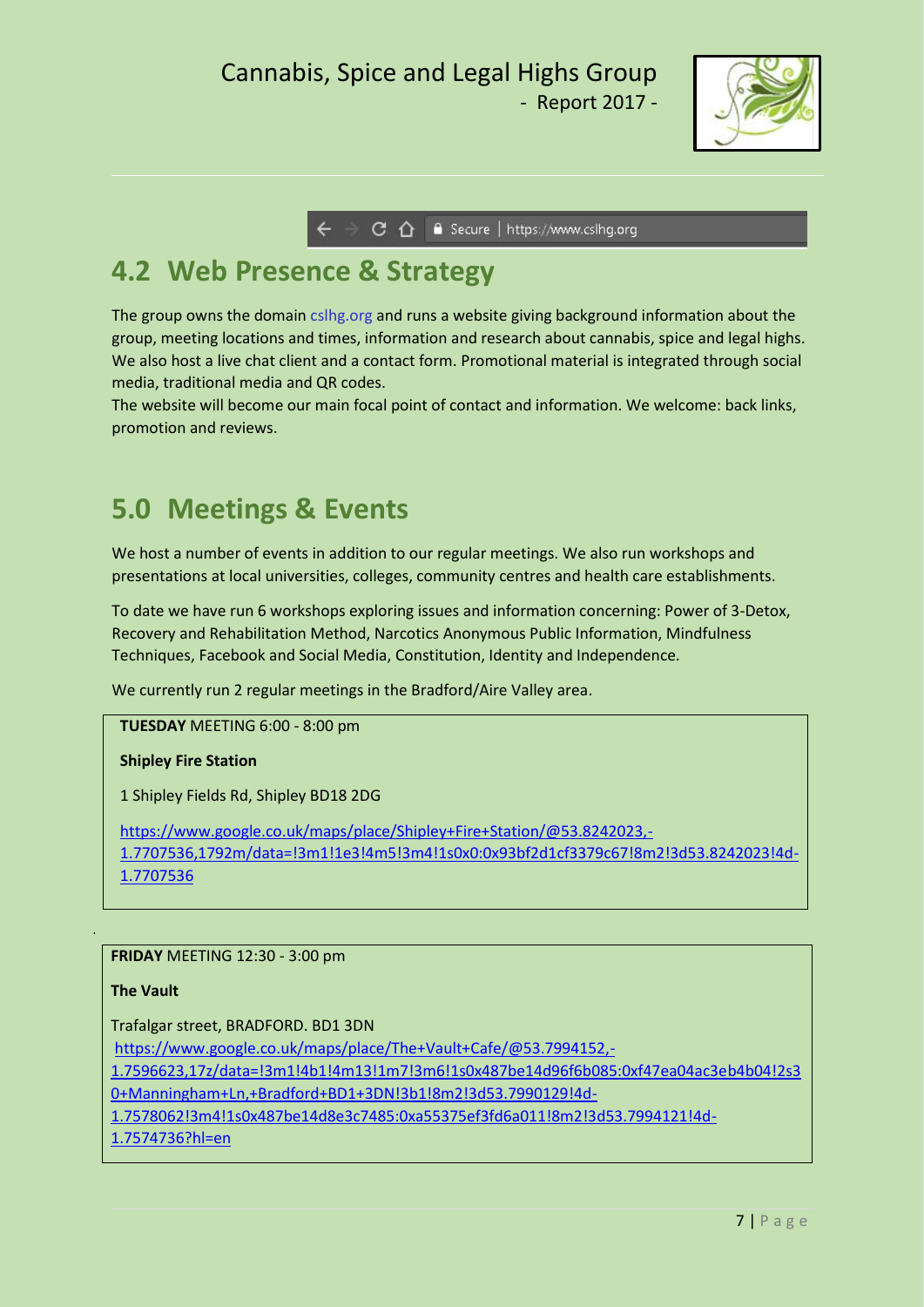## 4.2 Web Presence & Strategy

The group owns the domain cslhg.org and runs a website giving background information about the group, meeting locations and times, information and research about cannabis, spice and legal highs. We also host a live chat client and a contact form. Promotional material is integrated through social media, traditional media and QR codes.

The website will become our main focal point of contact and information. We welcome: back links, promotion and reviews.

## 5.0 Meetings & Events

We host a number of events in addition to our regular meetings. We also run workshops and presentations at local universities, colleges, community centres and health care establishments.

To date we have run 6 workshops exploring issues and information concerning: Power of 3-Detox, Recovery and Rehabilitation Method, Narcotics Anonymous Public Information, Mindfulness Techniques, Facebook and Social Media, Constitution, Identity and Independence.

We currently run 2 regular meetings in the Bradford/Aire Valley area.

**TUESDAY** MEETING 6:00 - 8:00 pm

**Shipley Fire Station**

1 Shipley Fields Rd, Shipley BD18 2DG

https://www.google.co.uk/maps/place/Shipley+Fire+Station/@53.8242023,-1.7707536,1792m/data=!3m1!1e3!4m5!3m4!1s0x0:0x93bf2d1cf3379c67!8m2!3d53.8242023!4d-1.7707536

**FRIDAY** MEETING 12:30 - 3:00 pm

**The Vault**

Trafalgar street, BRADFORD. BD1 3DN

https://www.google.co.uk/maps/place/The+Vault+Cafe/@53.7994152,-1.7596623,17z/data=!3m1!4b1!4m13!1m7!3m6!1s0x487be14d96f6b085:0xf47ea04ac3eb4b04!2s30+Manningham+Ln,+Bradford+BD1+3DN!3b1!8m2!3d53.7990129!4d-1.7578062!3m4!1s0x487be14d8e3c7485:0xa55375ef3fd6a011!8m2!3d53.7994121!4d-1.7574736?hl=en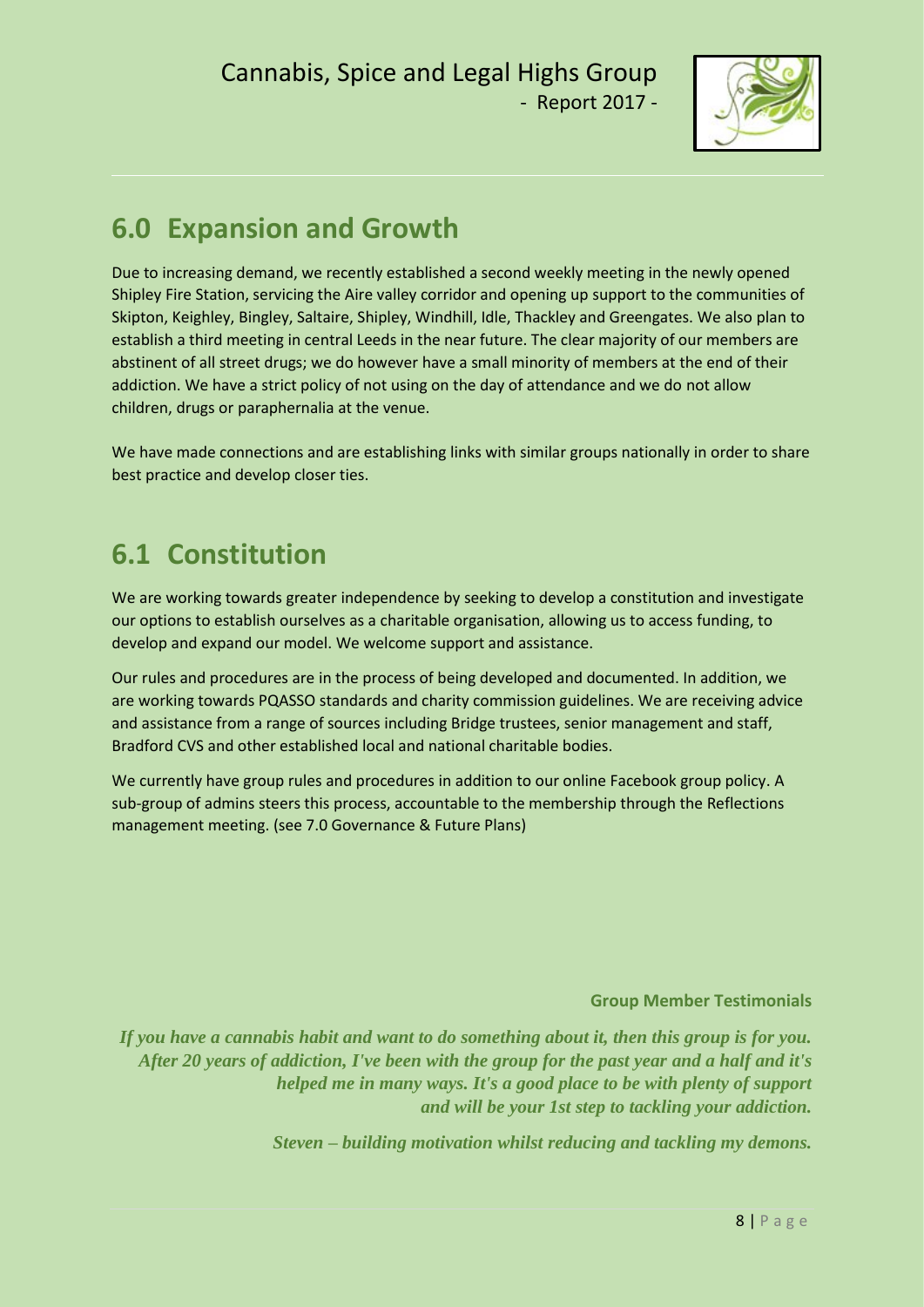## 6.0 Expansion and Growth

Due to increasing demand, we recently established a second weekly meeting in the newly opened Shipley Fire Station, servicing the Aire valley corridor and opening up support to the communities of Skipton, Keighley, Bingley, Saltaire, Shipley, Windhill, Idle, Thackley and Greengates. We also plan to establish a third meeting in central Leeds in the near future. The clear majority of our members are abstinent of all street drugs; we do however have a small minority of members at the end of their addiction. We have a strict policy of not using on the day of attendance and we do not allow children, drugs or paraphernalia at the venue.

We have made connections and are establishing links with similar groups nationally in order to share best practice and develop closer ties.

## 6.1 Constitution

We are working towards greater independence by seeking to develop a constitution and investigate our options to establish ourselves as a charitable organisation, allowing us to access funding, to develop and expand our model. We welcome support and assistance.

Our rules and procedures are in the process of being developed and documented. In addition, we are working towards PQASSO standards and charity commission guidelines. We are receiving advice and assistance from a range of sources including Bridge trustees, senior management and staff, Bradford CVS and other established local and national charitable bodies.

We currently have group rules and procedures in addition to our online Facebook group policy. A sub-group of admins steers this process, accountable to the membership through the Reflections management meeting. (see 7.0 Governance & Future Plans)

**Group Member Testimonials**

***If you have a cannabis habit and want to do something about it, then this group is for you. After 20 years of addiction, I've been with the group for the past year and a half and it's helped me in many ways. It's a good place to be with plenty of support and will be your 1st step to tackling your addiction.***

***Steven – building motivation whilst reducing and tackling my demons.***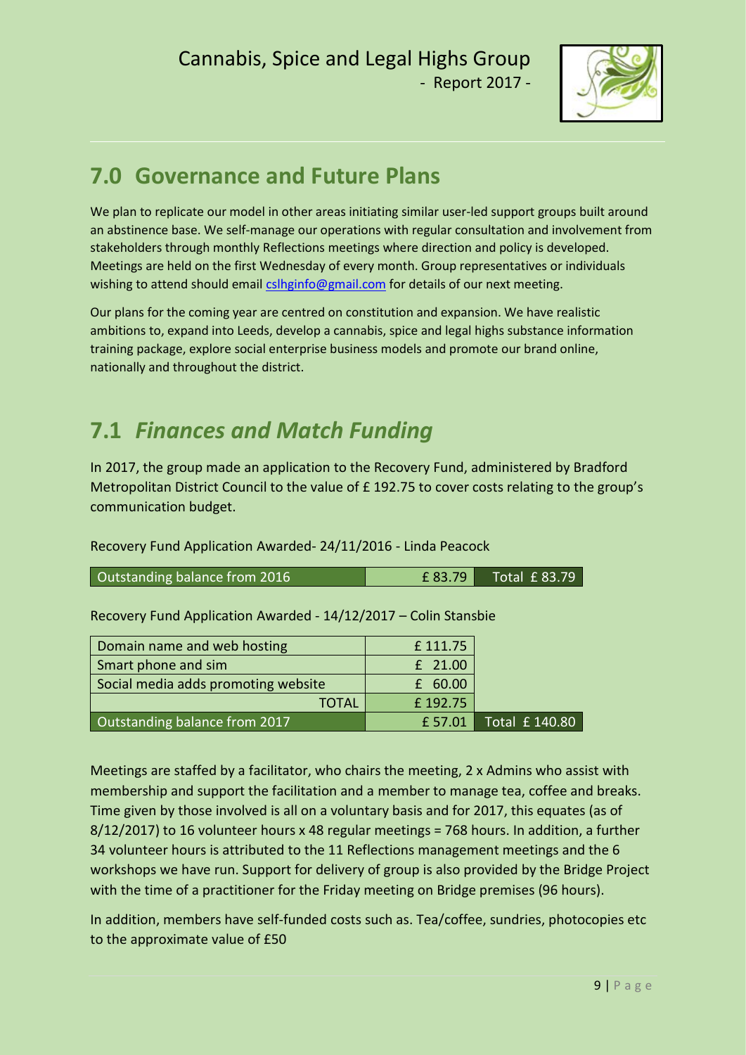## 7.0 Governance and Future Plans

We plan to replicate our model in other areas initiating similar user-led support groups built around an abstinence base. We self-manage our operations with regular consultation and involvement from stakeholders through monthly Reflections meetings where direction and policy is developed. Meetings are held on the first Wednesday of every month. Group representatives or individuals wishing to attend should email cslhginfo@gmail.com for details of our next meeting.

Our plans for the coming year are centred on constitution and expansion. We have realistic ambitions to, expand into Leeds, develop a cannabis, spice and legal highs substance information training package, explore social enterprise business models and promote our brand online, nationally and throughout the district.

## 7.1 *Finances and Match Funding*

In 2017, the group made an application to the Recovery Fund, administered by Bradford Metropolitan District Council to the value of £ 192.75 to cover costs relating to the group's communication budget.

Recovery Fund Application Awarded- 24/11/2016 - Linda Peacock

| | | |
|---|---|---|
| Outstanding balance from 2016 | £ 83.79 | Total £ 83.79 |

Recovery Fund Application Awarded - 14/12/2017 – Colin Stansbie

| | | |
|---|---|---|
| Domain name and web hosting | £ 111.75 | |
| Smart phone and sim | £ 21.00 | |
| Social media adds promoting website | £ 60.00 | |
| TOTAL | £ 192.75 | |
| Outstanding balance from 2017 | £ 57.01 | Total £ 140.80 |

Meetings are staffed by a facilitator, who chairs the meeting, 2 x Admins who assist with membership and support the facilitation and a member to manage tea, coffee and breaks. Time given by those involved is all on a voluntary basis and for 2017, this equates (as of 8/12/2017) to 16 volunteer hours x 48 regular meetings = 768 hours. In addition, a further 34 volunteer hours is attributed to the 11 Reflections management meetings and the 6 workshops we have run. Support for delivery of group is also provided by the Bridge Project with the time of a practitioner for the Friday meeting on Bridge premises (96 hours).

In addition, members have self-funded costs such as. Tea/coffee, sundries, photocopies etc to the approximate value of £50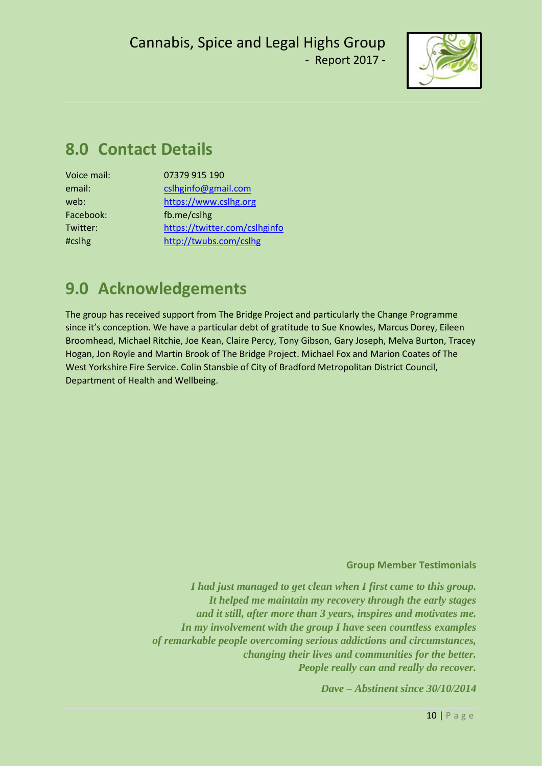## 8.0 Contact Details

| | |
|---|---|
| Voice mail: | 07379 915 190 |
| email: | cslhginfo@gmail.com |
| web: | https://www.cslhg.org |
| Facebook: | fb.me/cslhg |
| Twitter: | https://twitter.com/cslhginfo |
| #cslhg | http://twubs.com/cslhg |

## 9.0 Acknowledgements

The group has received support from The Bridge Project and particularly the Change Programme since it's conception. We have a particular debt of gratitude to Sue Knowles, Marcus Dorey, Eileen Broomhead, Michael Ritchie, Joe Kean, Claire Percy, Tony Gibson, Gary Joseph, Melva Burton, Tracey Hogan, Jon Royle and Martin Brook of The Bridge Project. Michael Fox and Marion Coates of The West Yorkshire Fire Service. Colin Stansbie of City of Bradford Metropolitan District Council, Department of Health and Wellbeing.

**Group Member Testimonials**

***I had just managed to get clean when I first came to this group. It helped me maintain my recovery through the early stages and it still, after more than 3 years, inspires and motivates me. In my involvement with the group I have seen countless examples of remarkable people overcoming serious addictions and circumstances, changing their lives and communities for the better. People really can and really do recover.***

***Dave – Abstinent since 30/10/2014***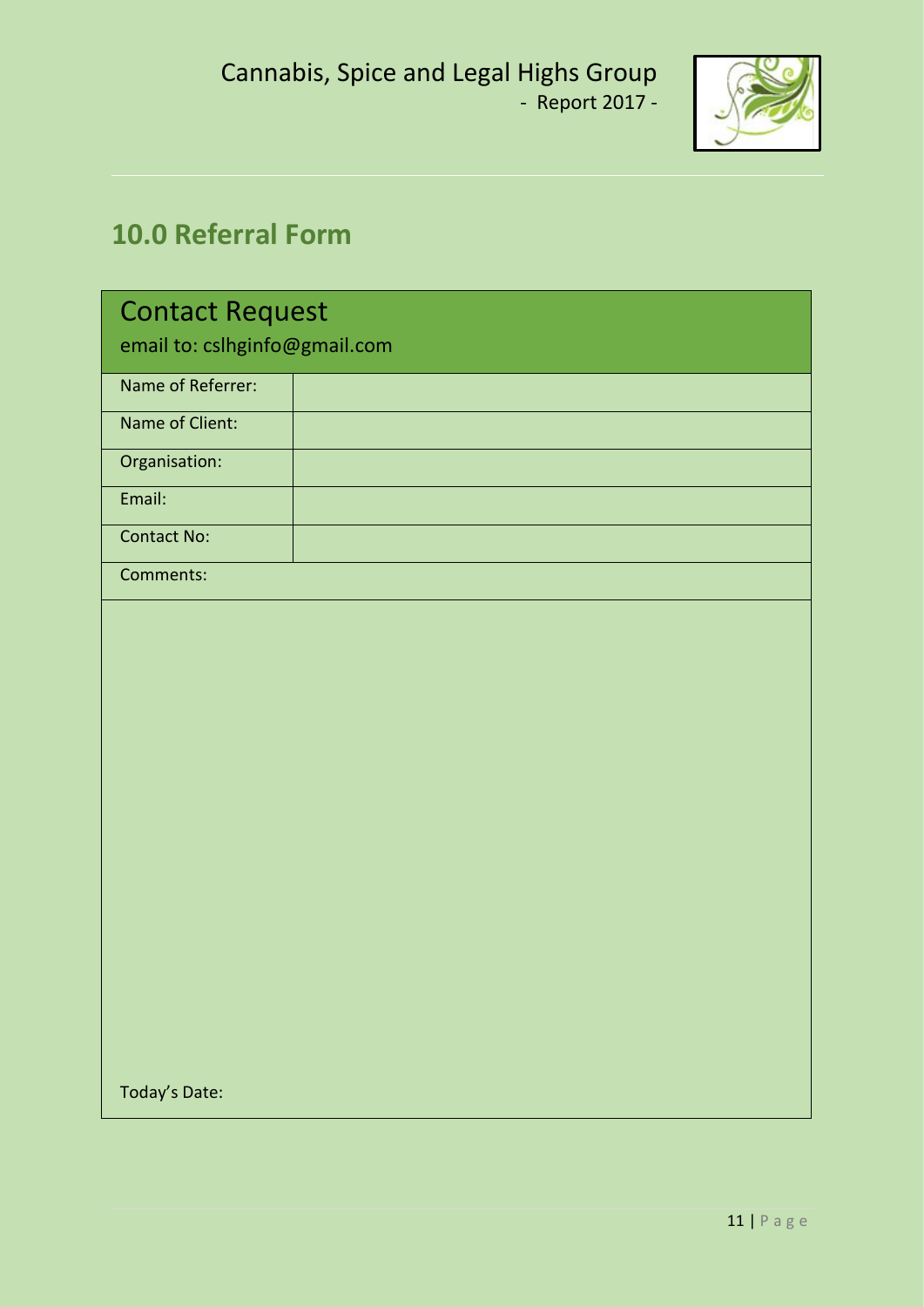## 10.0 Referral Form

| Contact Request<br>email to: cslhginfo@gmail.com | |
|---|---|
| Name of Referrer: | |
| Name of Client: | |
| Organisation: | |
| Email: | |
| Contact No: | |
| Comments: | |
| Today's Date: | |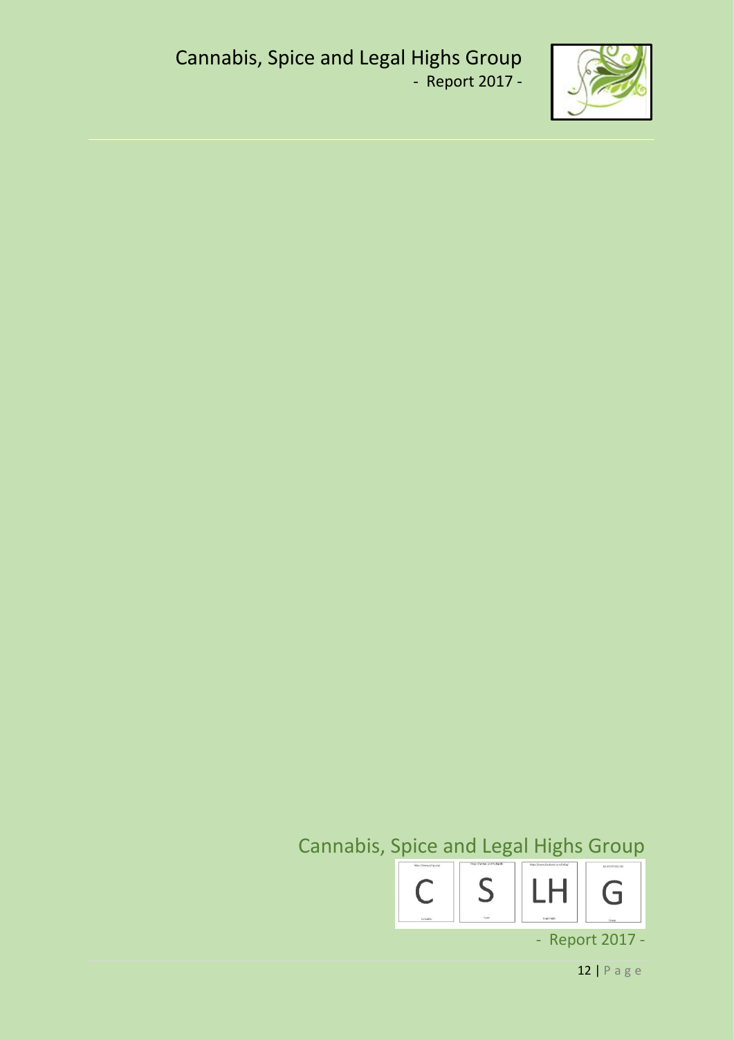Cannabis, Spice and Legal Highs Group

C S LH G

- Report 2017 -